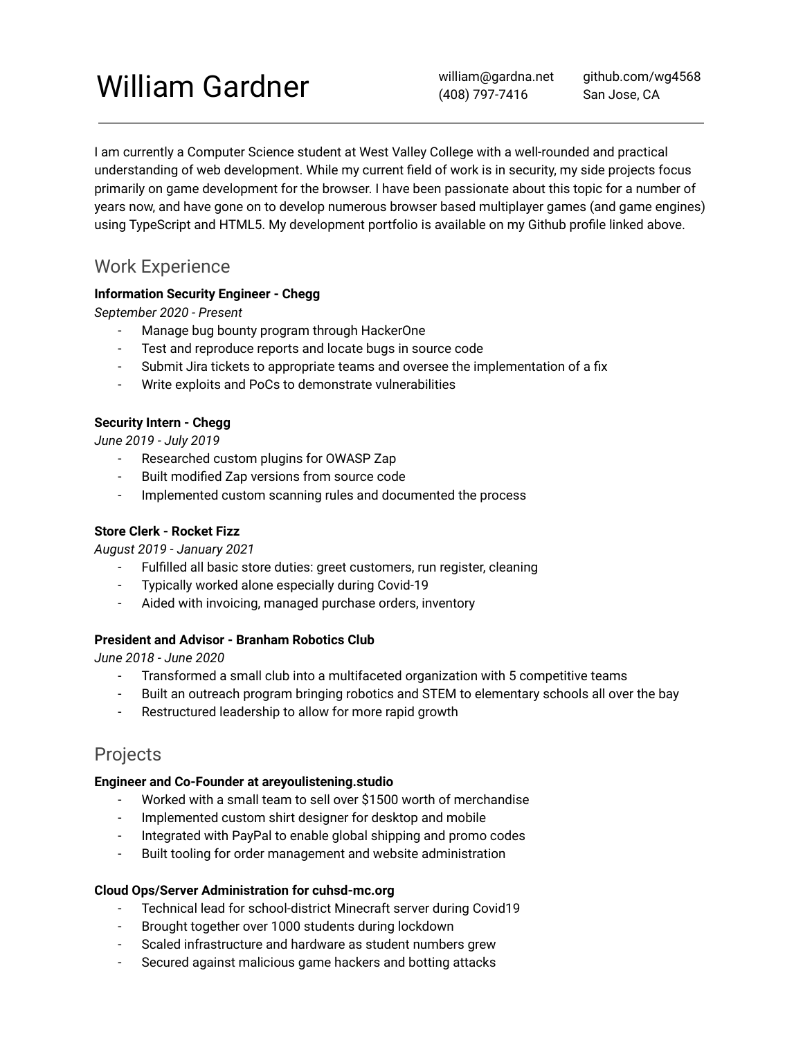# William Gardner

william@gardna.net
(408) 797-7416

github.com/wg4568
San Jose, CA

---

I am currently a Computer Science student at West Valley College with a well-rounded and practical understanding of web development. While my current field of work is in security, my side projects focus primarily on game development for the browser. I have been passionate about this topic for a number of years now, and have gone on to develop numerous browser based multiplayer games (and game engines) using TypeScript and HTML5. My development portfolio is available on my Github profile linked above.

## Work Experience

**Information Security Engineer - Chegg**
*September 2020 - Present*

- Manage bug bounty program through HackerOne
- Test and reproduce reports and locate bugs in source code
- Submit Jira tickets to appropriate teams and oversee the implementation of a fix
- Write exploits and PoCs to demonstrate vulnerabilities

**Security Intern - Chegg**
*June 2019 - July 2019*

- Researched custom plugins for OWASP Zap
- Built modified Zap versions from source code
- Implemented custom scanning rules and documented the process

**Store Clerk - Rocket Fizz**
*August 2019 - January 2021*

- Fulfilled all basic store duties: greet customers, run register, cleaning
- Typically worked alone especially during Covid-19
- Aided with invoicing, managed purchase orders, inventory

**President and Advisor - Branham Robotics Club**
*June 2018 - June 2020*

- Transformed a small club into a multifaceted organization with 5 competitive teams
- Built an outreach program bringing robotics and STEM to elementary schools all over the bay
- Restructured leadership to allow for more rapid growth

## Projects

**Engineer and Co-Founder at areyoulistening.studio**

- Worked with a small team to sell over $1500 worth of merchandise
- Implemented custom shirt designer for desktop and mobile
- Integrated with PayPal to enable global shipping and promo codes
- Built tooling for order management and website administration

**Cloud Ops/Server Administration for cuhsd-mc.org**

- Technical lead for school-district Minecraft server during Covid19
- Brought together over 1000 students during lockdown
- Scaled infrastructure and hardware as student numbers grew
- Secured against malicious game hackers and botting attacks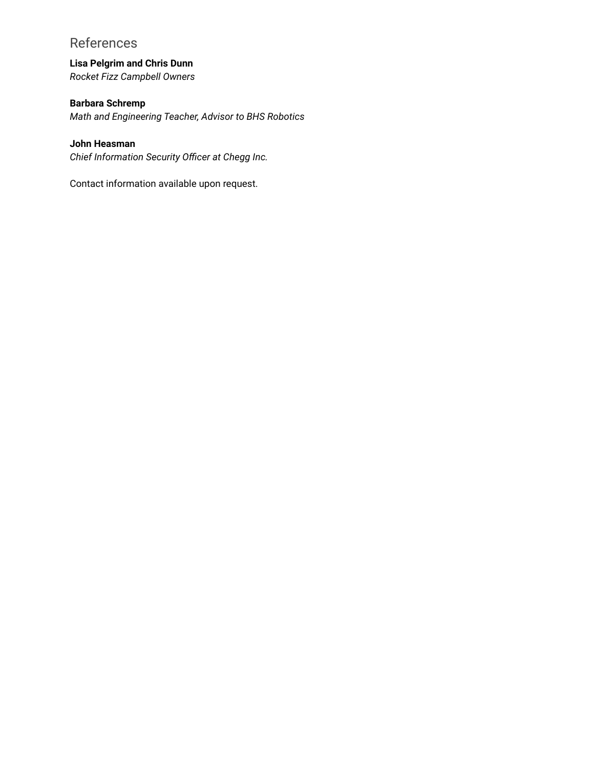## References

**Lisa Pelgrim and Chris Dunn**
*Rocket Fizz Campbell Owners*

**Barbara Schremp**
*Math and Engineering Teacher, Advisor to BHS Robotics*

**John Heasman**
*Chief Information Security Officer at Chegg Inc.*

Contact information available upon request.